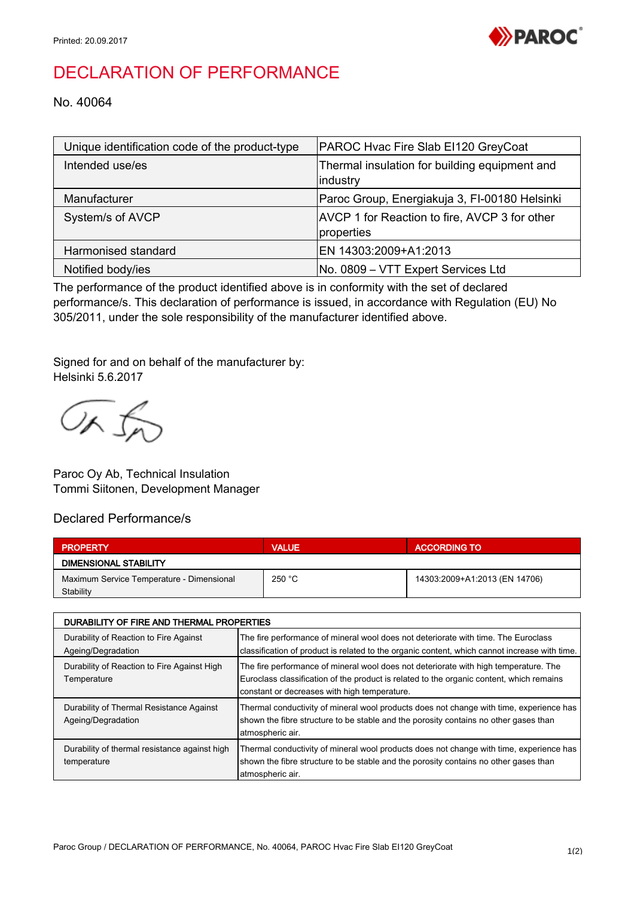Printed: 20.09.2017

# DECLARATION OF PERFORMANCE

No. 40064

| | |
|---|---|
| Unique identification code of the product-type | PAROC Hvac Fire Slab EI120 GreyCoat |
| Intended use/es | Thermal insulation for building equipment and industry |
| Manufacturer | Paroc Group, Energiakuja 3, FI-00180 Helsinki |
| System/s of AVCP | AVCP 1 for Reaction to fire, AVCP 3 for other properties |
| Harmonised standard | EN 14303:2009+A1:2013 |
| Notified body/ies | No. 0809 – VTT Expert Services Ltd |

The performance of the product identified above is in conformity with the set of declared performance/s. This declaration of performance is issued, in accordance with Regulation (EU) No 305/2011, under the sole responsibility of the manufacturer identified above.

Signed for and on behalf of the manufacturer by:
Helsinki 5.6.2017

Paroc Oy Ab, Technical Insulation
Tommi Siitonen, Development Manager

## Declared Performance/s

| PROPERTY | VALUE | ACCORDING TO |
|---|---|---|
| **DIMENSIONAL STABILITY** | | |
| Maximum Service Temperature - Dimensional Stability | 250 °C | 14303:2009+A1:2013 (EN 14706) |

| DURABILITY OF FIRE AND THERMAL PROPERTIES | |
|---|---|
| Durability of Reaction to Fire Against Ageing/Degradation | The fire performance of mineral wool does not deteriorate with time. The Euroclass classification of product is related to the organic content, which cannot increase with time. |
| Durability of Reaction to Fire Against High Temperature | The fire performance of mineral wool does not deteriorate with high temperature. The Euroclass classification of the product is related to the organic content, which remains constant or decreases with high temperature. |
| Durability of Thermal Resistance Against Ageing/Degradation | Thermal conductivity of mineral wool products does not change with time, experience has shown the fibre structure to be stable and the porosity contains no other gases than atmospheric air. |
| Durability of thermal resistance against high temperature | Thermal conductivity of mineral wool products does not change with time, experience has shown the fibre structure to be stable and the porosity contains no other gases than atmospheric air. |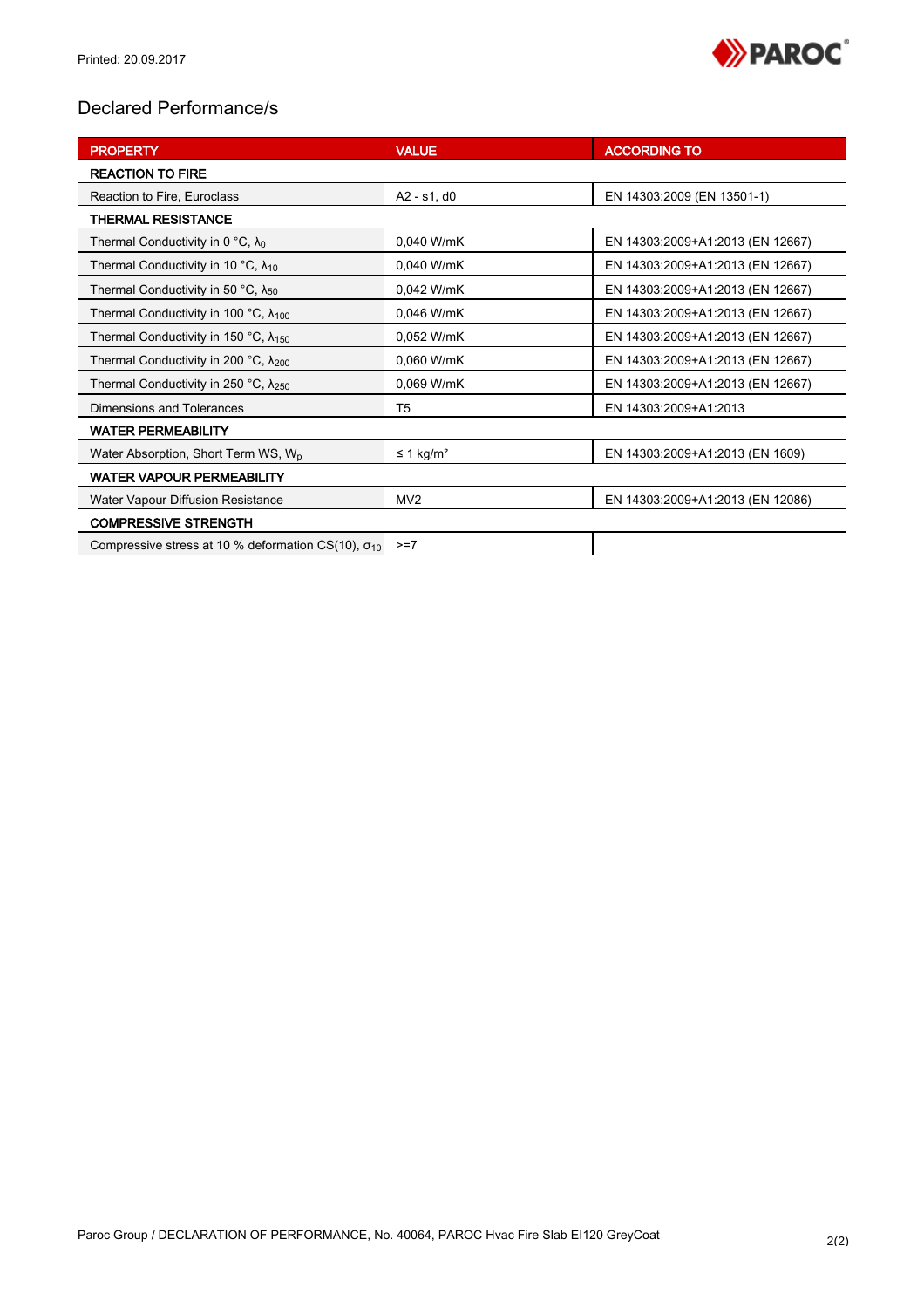## Declared Performance/s

| PROPERTY | VALUE | ACCORDING TO |
|---|---|---|
| **REACTION TO FIRE** | | |
| Reaction to Fire, Euroclass | A2 - s1, d0 | EN 14303:2009 (EN 13501-1) |
| **THERMAL RESISTANCE** | | |
| Thermal Conductivity in 0 °C, $\lambda_0$ | 0,040 W/mK | EN 14303:2009+A1:2013 (EN 12667) |
| Thermal Conductivity in 10 °C, $\lambda_{10}$ | 0,040 W/mK | EN 14303:2009+A1:2013 (EN 12667) |
| Thermal Conductivity in 50 °C, $\lambda_{50}$ | 0,042 W/mK | EN 14303:2009+A1:2013 (EN 12667) |
| Thermal Conductivity in 100 °C, $\lambda_{100}$ | 0,046 W/mK | EN 14303:2009+A1:2013 (EN 12667) |
| Thermal Conductivity in 150 °C, $\lambda_{150}$ | 0,052 W/mK | EN 14303:2009+A1:2013 (EN 12667) |
| Thermal Conductivity in 200 °C, $\lambda_{200}$ | 0,060 W/mK | EN 14303:2009+A1:2013 (EN 12667) |
| Thermal Conductivity in 250 °C, $\lambda_{250}$ | 0,069 W/mK | EN 14303:2009+A1:2013 (EN 12667) |
| Dimensions and Tolerances | T5 | EN 14303:2009+A1:2013 |
| **WATER PERMEABILITY** | | |
| Water Absorption, Short Term WS, $W_p$ | ≤ 1 kg/m² | EN 14303:2009+A1:2013 (EN 1609) |
| **WATER VAPOUR PERMEABILITY** | | |
| Water Vapour Diffusion Resistance | MV2 | EN 14303:2009+A1:2013 (EN 12086) |
| **COMPRESSIVE STRENGTH** | | |
| Compressive stress at 10 % deformation CS(10), $\sigma_{10}$ | >=7 | |

Paroc Group / DECLARATION OF PERFORMANCE, No. 40064, PAROC Hvac Fire Slab EI120 GreyCoat